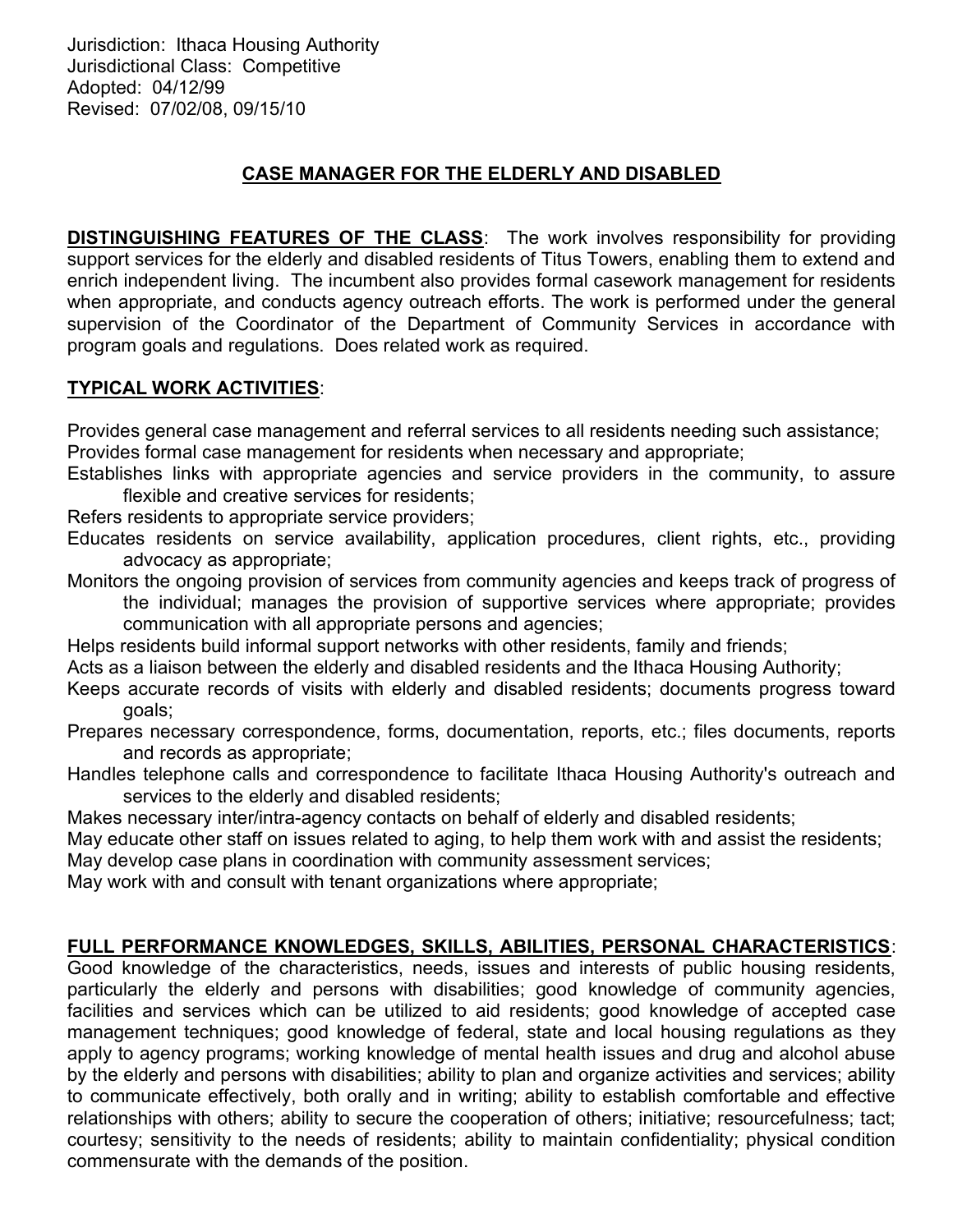Jurisdiction: Ithaca Housing Authority
Jurisdictional Class: Competitive
Adopted: 04/12/99
Revised: 07/02/08, 09/15/10

# CASE MANAGER FOR THE ELDERLY AND DISABLED

**DISTINGUISHING FEATURES OF THE CLASS**: The work involves responsibility for providing support services for the elderly and disabled residents of Titus Towers, enabling them to extend and enrich independent living. The incumbent also provides formal casework management for residents when appropriate, and conducts agency outreach efforts. The work is performed under the general supervision of the Coordinator of the Department of Community Services in accordance with program goals and regulations. Does related work as required.

**TYPICAL WORK ACTIVITIES**:

Provides general case management and referral services to all residents needing such assistance;
Provides formal case management for residents when necessary and appropriate;
Establishes links with appropriate agencies and service providers in the community, to assure flexible and creative services for residents;
Refers residents to appropriate service providers;
Educates residents on service availability, application procedures, client rights, etc., providing advocacy as appropriate;
Monitors the ongoing provision of services from community agencies and keeps track of progress of the individual; manages the provision of supportive services where appropriate; provides communication with all appropriate persons and agencies;
Helps residents build informal support networks with other residents, family and friends;
Acts as a liaison between the elderly and disabled residents and the Ithaca Housing Authority;
Keeps accurate records of visits with elderly and disabled residents; documents progress toward goals;
Prepares necessary correspondence, forms, documentation, reports, etc.; files documents, reports and records as appropriate;
Handles telephone calls and correspondence to facilitate Ithaca Housing Authority's outreach and services to the elderly and disabled residents;
Makes necessary inter/intra-agency contacts on behalf of elderly and disabled residents;
May educate other staff on issues related to aging, to help them work with and assist the residents;
May develop case plans in coordination with community assessment services;
May work with and consult with tenant organizations where appropriate;

**FULL PERFORMANCE KNOWLEDGES, SKILLS, ABILITIES, PERSONAL CHARACTERISTICS**: Good knowledge of the characteristics, needs, issues and interests of public housing residents, particularly the elderly and persons with disabilities; good knowledge of community agencies, facilities and services which can be utilized to aid residents; good knowledge of accepted case management techniques; good knowledge of federal, state and local housing regulations as they apply to agency programs; working knowledge of mental health issues and drug and alcohol abuse by the elderly and persons with disabilities; ability to plan and organize activities and services; ability to communicate effectively, both orally and in writing; ability to establish comfortable and effective relationships with others; ability to secure the cooperation of others; initiative; resourcefulness; tact; courtesy; sensitivity to the needs of residents; ability to maintain confidentiality; physical condition commensurate with the demands of the position.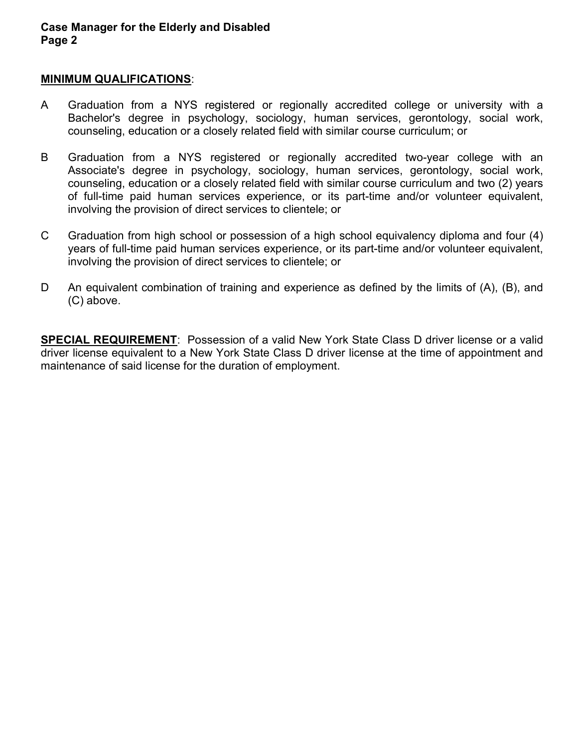**MINIMUM QUALIFICATIONS**:

A Graduation from a NYS registered or regionally accredited college or university with a Bachelor's degree in psychology, sociology, human services, gerontology, social work, counseling, education or a closely related field with similar course curriculum; or

B Graduation from a NYS registered or regionally accredited two-year college with an Associate's degree in psychology, sociology, human services, gerontology, social work, counseling, education or a closely related field with similar course curriculum and two (2) years of full-time paid human services experience, or its part-time and/or volunteer equivalent, involving the provision of direct services to clientele; or

C Graduation from high school or possession of a high school equivalency diploma and four (4) years of full-time paid human services experience, or its part-time and/or volunteer equivalent, involving the provision of direct services to clientele; or

D An equivalent combination of training and experience as defined by the limits of (A), (B), and (C) above.

**SPECIAL REQUIREMENT**: Possession of a valid New York State Class D driver license or a valid driver license equivalent to a New York State Class D driver license at the time of appointment and maintenance of said license for the duration of employment.